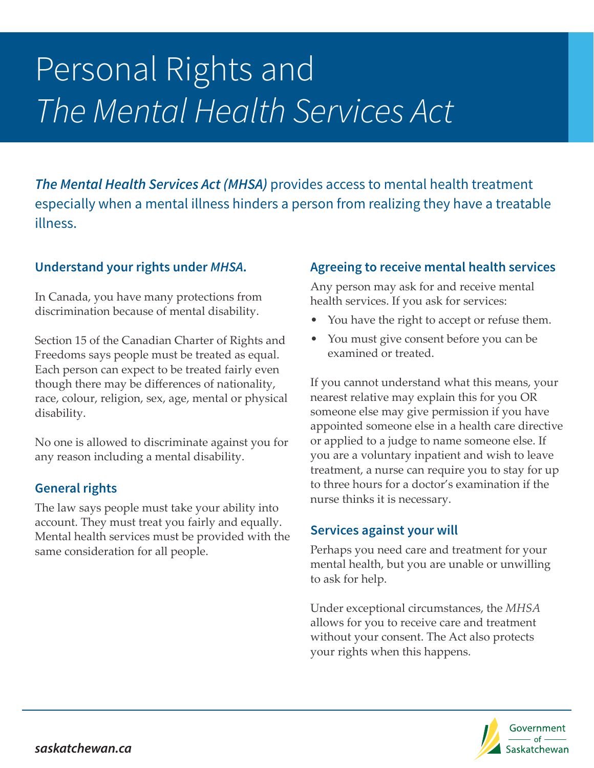# Personal Rights and *The Mental Health Services Act*

***The Mental Health Services Act (MHSA)*** provides access to mental health treatment especially when a mental illness hinders a person from realizing they have a treatable illness.

## Understand your rights under *MHSA*.

In Canada, you have many protections from discrimination because of mental disability.

Section 15 of the Canadian Charter of Rights and Freedoms says people must be treated as equal. Each person can expect to be treated fairly even though there may be differences of nationality, race, colour, religion, sex, age, mental or physical disability.

No one is allowed to discriminate against you for any reason including a mental disability.

## General rights

The law says people must take your ability into account. They must treat you fairly and equally. Mental health services must be provided with the same consideration for all people.

## Agreeing to receive mental health services

Any person may ask for and receive mental health services. If you ask for services:

- You have the right to accept or refuse them.
- You must give consent before you can be examined or treated.

If you cannot understand what this means, your nearest relative may explain this for you OR someone else may give permission if you have appointed someone else in a health care directive or applied to a judge to name someone else. If you are a voluntary inpatient and wish to leave treatment, a nurse can require you to stay for up to three hours for a doctor's examination if the nurse thinks it is necessary.

## Services against your will

Perhaps you need care and treatment for your mental health, but you are unable or unwilling to ask for help.

Under exceptional circumstances, the *MHSA* allows for you to receive care and treatment without your consent. The Act also protects your rights when this happens.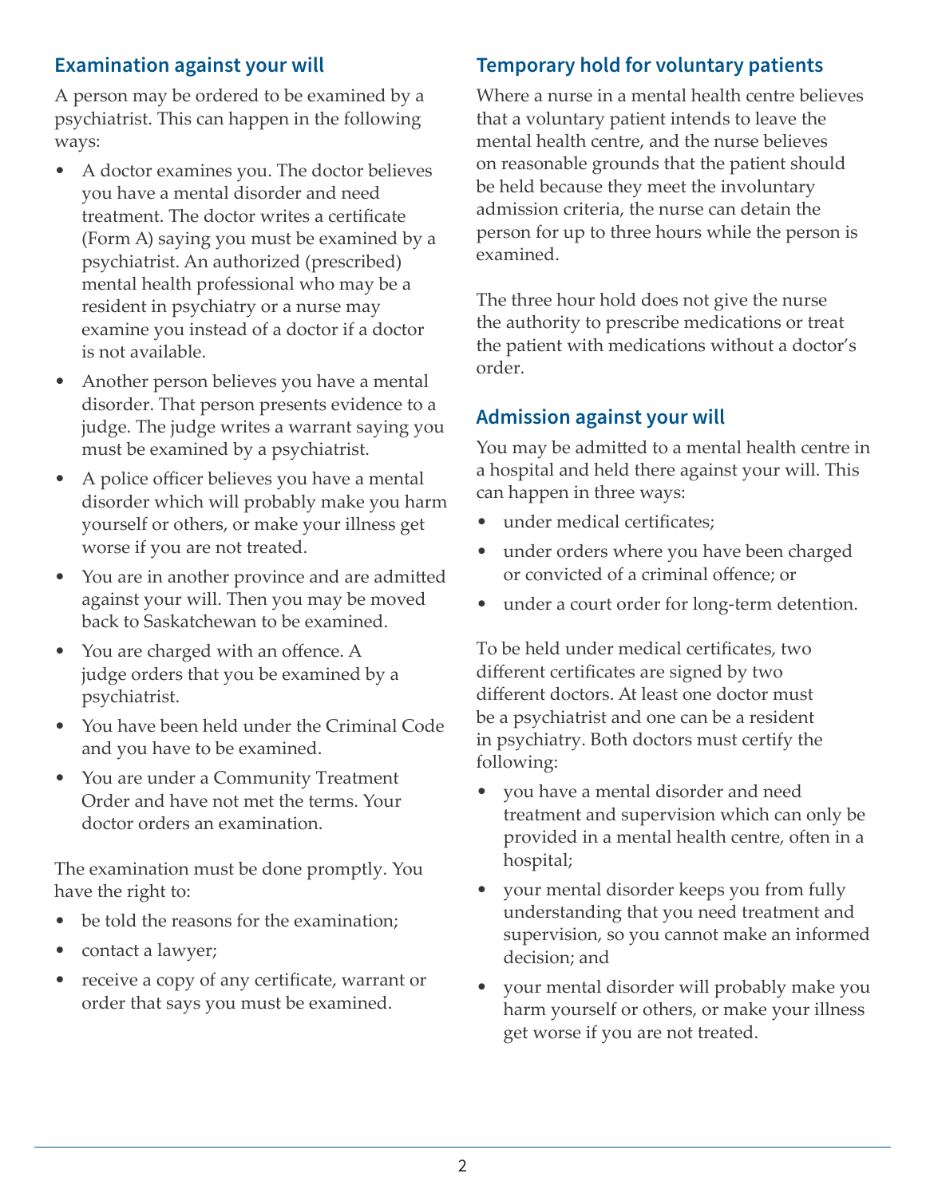## Examination against your will

A person may be ordered to be examined by a psychiatrist. This can happen in the following ways:

- A doctor examines you. The doctor believes you have a mental disorder and need treatment. The doctor writes a certificate (Form A) saying you must be examined by a psychiatrist. An authorized (prescribed) mental health professional who may be a resident in psychiatry or a nurse may examine you instead of a doctor if a doctor is not available.
- Another person believes you have a mental disorder. That person presents evidence to a judge. The judge writes a warrant saying you must be examined by a psychiatrist.
- A police officer believes you have a mental disorder which will probably make you harm yourself or others, or make your illness get worse if you are not treated.
- You are in another province and are admitted against your will. Then you may be moved back to Saskatchewan to be examined.
- You are charged with an offence. A judge orders that you be examined by a psychiatrist.
- You have been held under the Criminal Code and you have to be examined.
- You are under a Community Treatment Order and have not met the terms. Your doctor orders an examination.

The examination must be done promptly. You have the right to:

- be told the reasons for the examination;
- contact a lawyer;
- receive a copy of any certificate, warrant or order that says you must be examined.

## Temporary hold for voluntary patients

Where a nurse in a mental health centre believes that a voluntary patient intends to leave the mental health centre, and the nurse believes on reasonable grounds that the patient should be held because they meet the involuntary admission criteria, the nurse can detain the person for up to three hours while the person is examined.

The three hour hold does not give the nurse the authority to prescribe medications or treat the patient with medications without a doctor's order.

## Admission against your will

You may be admitted to a mental health centre in a hospital and held there against your will. This can happen in three ways:

- under medical certificates;
- under orders where you have been charged or convicted of a criminal offence; or
- under a court order for long-term detention.

To be held under medical certificates, two different certificates are signed by two different doctors. At least one doctor must be a psychiatrist and one can be a resident in psychiatry. Both doctors must certify the following:

- you have a mental disorder and need treatment and supervision which can only be provided in a mental health centre, often in a hospital;
- your mental disorder keeps you from fully understanding that you need treatment and supervision, so you cannot make an informed decision; and
- your mental disorder will probably make you harm yourself or others, or make your illness get worse if you are not treated.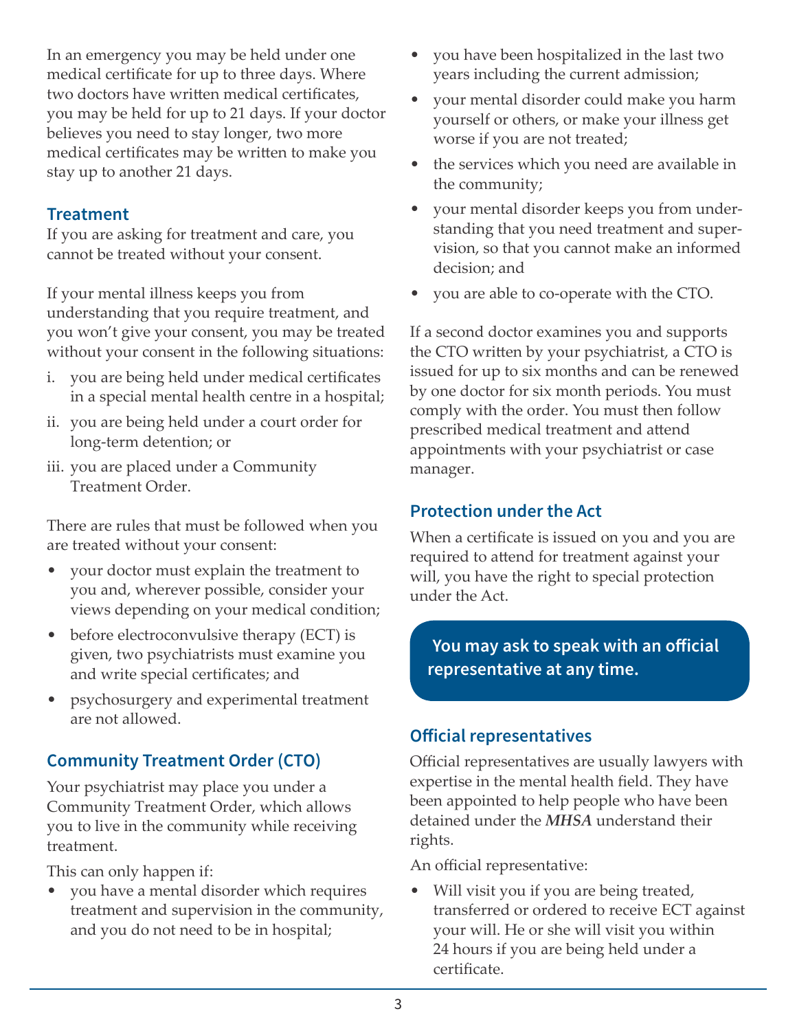In an emergency you may be held under one medical certificate for up to three days. Where two doctors have written medical certificates, you may be held for up to 21 days. If your doctor believes you need to stay longer, two more medical certificates may be written to make you stay up to another 21 days.

## Treatment

If you are asking for treatment and care, you cannot be treated without your consent.

If your mental illness keeps you from understanding that you require treatment, and you won't give your consent, you may be treated without your consent in the following situations:

i. you are being held under medical certificates in a special mental health centre in a hospital;
ii. you are being held under a court order for long-term detention; or
iii. you are placed under a Community Treatment Order.

There are rules that must be followed when you are treated without your consent:

- your doctor must explain the treatment to you and, wherever possible, consider your views depending on your medical condition;
- before electroconvulsive therapy (ECT) is given, two psychiatrists must examine you and write special certificates; and
- psychosurgery and experimental treatment are not allowed.

## Community Treatment Order (CTO)

Your psychiatrist may place you under a Community Treatment Order, which allows you to live in the community while receiving treatment.

This can only happen if:

- you have a mental disorder which requires treatment and supervision in the community, and you do not need to be in hospital;
- you have been hospitalized in the last two years including the current admission;
- your mental disorder could make you harm yourself or others, or make your illness get worse if you are not treated;
- the services which you need are available in the community;
- your mental disorder keeps you from understanding that you need treatment and supervision, so that you cannot make an informed decision; and
- you are able to co-operate with the CTO.

If a second doctor examines you and supports the CTO written by your psychiatrist, a CTO is issued for up to six months and can be renewed by one doctor for six month periods. You must comply with the order. You must then follow prescribed medical treatment and attend appointments with your psychiatrist or case manager.

## Protection under the Act

When a certificate is issued on you and you are required to attend for treatment against your will, you have the right to special protection under the Act.

**You may ask to speak with an official representative at any time.**

## Official representatives

Official representatives are usually lawyers with expertise in the mental health field. They have been appointed to help people who have been detained under the ***MHSA*** understand their rights.

An official representative:

- Will visit you if you are being treated, transferred or ordered to receive ECT against your will. He or she will visit you within 24 hours if you are being held under a certificate.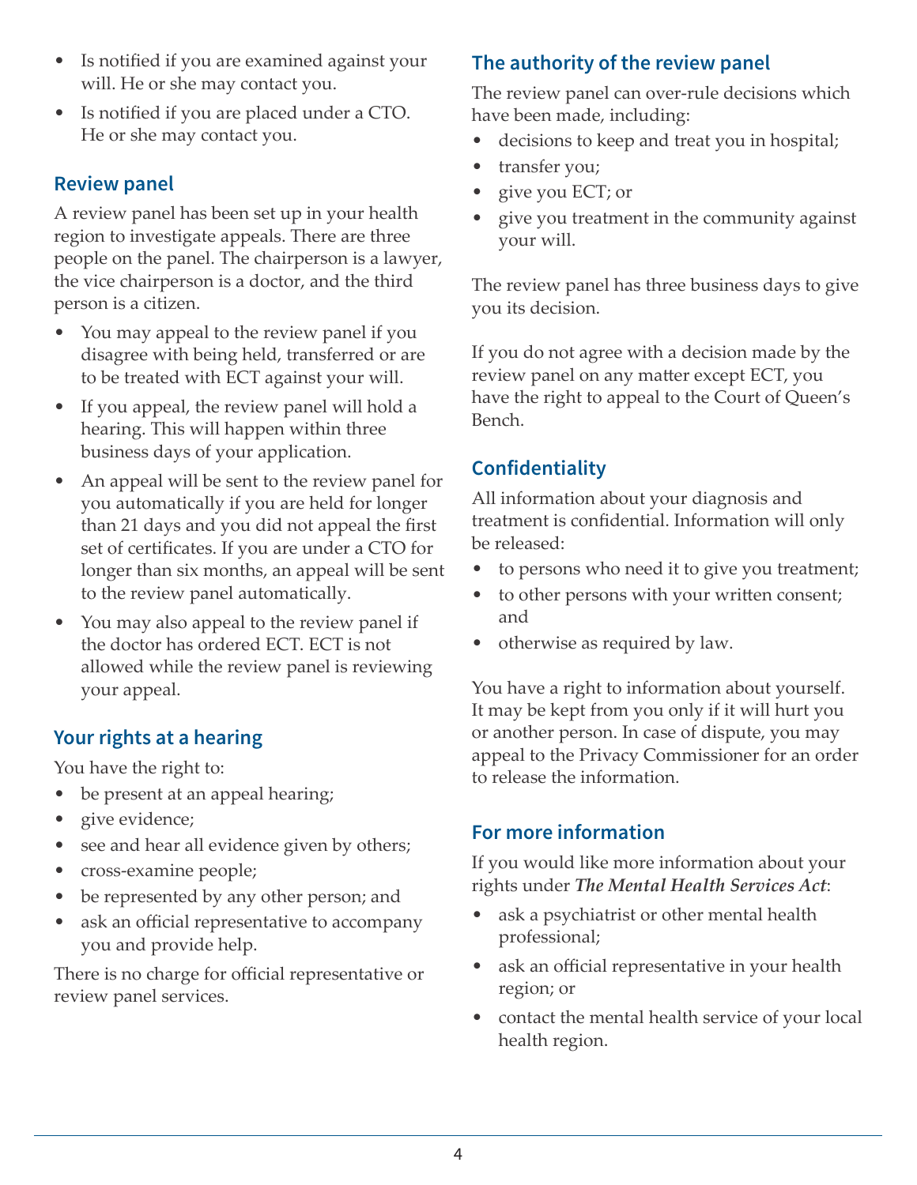- Is notified if you are examined against your will. He or she may contact you.
- Is notified if you are placed under a CTO. He or she may contact you.

## Review panel

A review panel has been set up in your health region to investigate appeals. There are three people on the panel. The chairperson is a lawyer, the vice chairperson is a doctor, and the third person is a citizen.

- You may appeal to the review panel if you disagree with being held, transferred or are to be treated with ECT against your will.
- If you appeal, the review panel will hold a hearing. This will happen within three business days of your application.
- An appeal will be sent to the review panel for you automatically if you are held for longer than 21 days and you did not appeal the first set of certificates. If you are under a CTO for longer than six months, an appeal will be sent to the review panel automatically.
- You may also appeal to the review panel if the doctor has ordered ECT. ECT is not allowed while the review panel is reviewing your appeal.

## Your rights at a hearing

You have the right to:

- be present at an appeal hearing;
- give evidence;
- see and hear all evidence given by others;
- cross-examine people;
- be represented by any other person; and
- ask an official representative to accompany you and provide help.

There is no charge for official representative or review panel services.

## The authority of the review panel

The review panel can over-rule decisions which have been made, including:

- decisions to keep and treat you in hospital;
- transfer you;
- give you ECT; or
- give you treatment in the community against your will.

The review panel has three business days to give you its decision.

If you do not agree with a decision made by the review panel on any matter except ECT, you have the right to appeal to the Court of Queen's Bench.

## Confidentiality

All information about your diagnosis and treatment is confidential. Information will only be released:

- to persons who need it to give you treatment;
- to other persons with your written consent; and
- otherwise as required by law.

You have a right to information about yourself. It may be kept from you only if it will hurt you or another person. In case of dispute, you may appeal to the Privacy Commissioner for an order to release the information.

## For more information

If you would like more information about your rights under ***The Mental Health Services Act***:

- ask a psychiatrist or other mental health professional;
- ask an official representative in your health region; or
- contact the mental health service of your local health region.